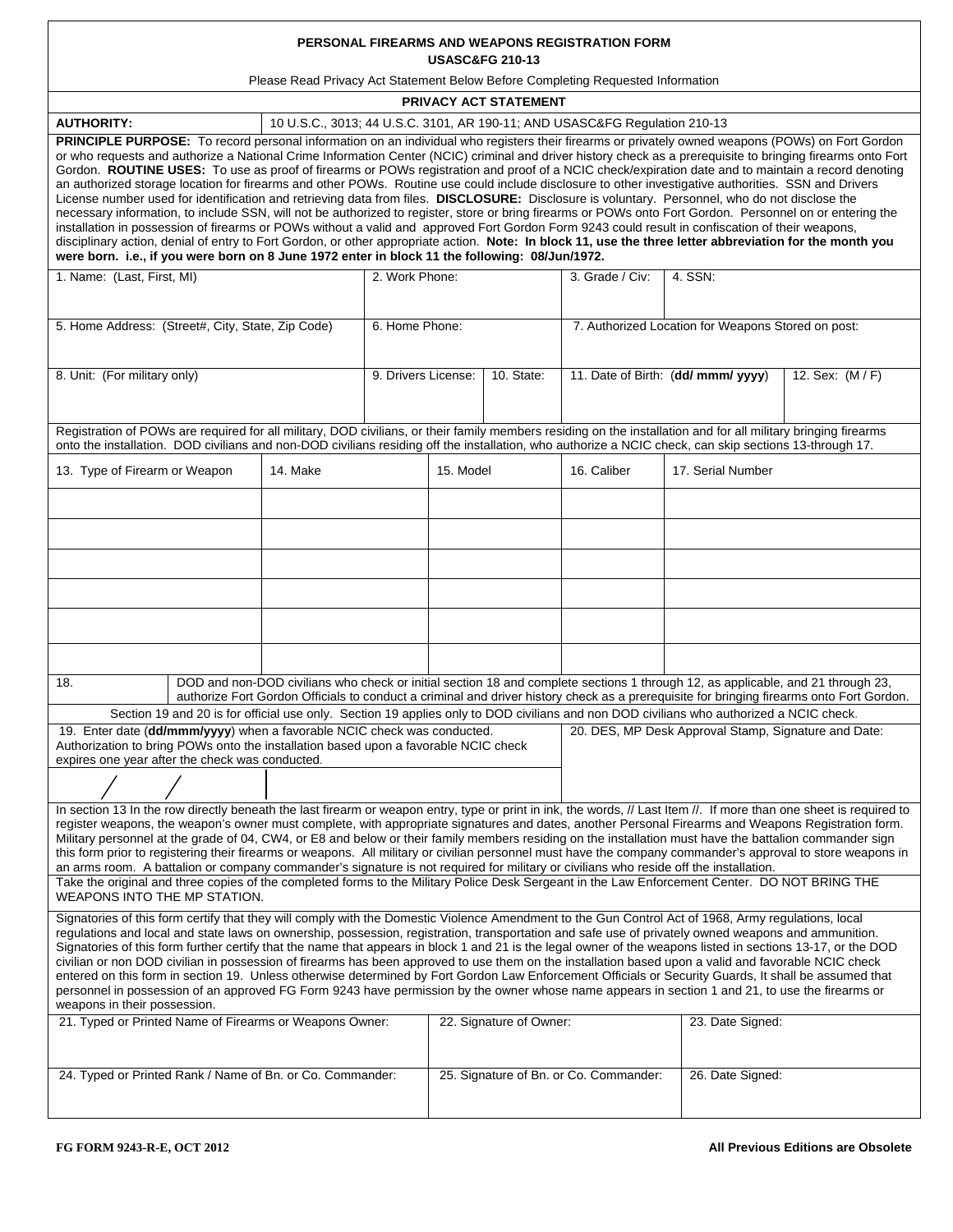# PERSONAL FIREARMS AND WEAPONS REGISTRATION FORM

**USASC&FG 210-13**

Please Read Privacy Act Statement Below Before Completing Requested Information

## PRIVACY ACT STATEMENT

| **AUTHORITY:** | 10 U.S.C., 3013; 44 U.S.C. 3101, AR 190-11; AND USASC&FG Regulation 210-13 |
|---|---|

**PRINCIPLE PURPOSE:** To record personal information on an individual who registers their firearms or privately owned weapons (POWs) on Fort Gordon or who requests and authorize a National Crime Information Center (NCIC) criminal and driver history check as a prerequisite to bringing firearms onto Fort Gordon. **ROUTINE USES:** To use as proof of firearms or POWs registration and proof of a NCIC check/expiration date and to maintain a record denoting an authorized storage location for firearms and other POWs. Routine use could include disclosure to other investigative authorities. SSN and Drivers License number used for identification and retrieving data from files. **DISCLOSURE:** Disclosure is voluntary. Personnel, who do not disclose the necessary information, to include SSN, will not be authorized to register, store or bring firearms or POWs onto Fort Gordon. Personnel on or entering the installation in possession of firearms or POWs without a valid and approved Fort Gordon Form 9243 could result in confiscation of their weapons, disciplinary action, denial of entry to Fort Gordon, or other appropriate action. **Note: In block 11, use the three letter abbreviation for the month you were born. i.e., if you were born on 8 June 1972 enter in block 11 the following: 08/Jun/1972.**

| 1. Name: (Last, First, MI) | 2. Work Phone: | | 3. Grade / Civ: | 4. SSN: | |
|---|---|---|---|---|---|
| 5. Home Address: (Street#, City, State, Zip Code) | 6. Home Phone: | | 7. Authorized Location for Weapons Stored on post: | | |
| 8. Unit: (For military only) | 9. Drivers License: | 10. State: | 11. Date of Birth: (**dd/ mmm/ yyyy**) | | 12. Sex: (M / F) |

Registration of POWs are required for all military, DOD civilians, or their family members residing on the installation and for all military bringing firearms onto the installation. DOD civilians and non-DOD civilians residing off the installation, who authorize a NCIC check, can skip sections 13-through 17.

| 13. Type of Firearm or Weapon | 14. Make | 15. Model | 16. Caliber | 17. Serial Number |
|---|---|---|---|---|
| | | | | |
| | | | | |
| | | | | |
| | | | | |
| | | | | |
| | | | | |

| 18. | DOD and non-DOD civilians who check or initial section 18 and complete sections 1 through 12, as applicable, and 21 through 23, authorize Fort Gordon Officials to conduct a criminal and driver history check as a prerequisite for bringing firearms onto Fort Gordon. |
|---|---|

Section 19 and 20 is for official use only. Section 19 applies only to DOD civilians and non DOD civilians who authorized a NCIC check.

| 19. Enter date (**dd/mmm/yyyy**) when a favorable NCIC check was conducted. Authorization to bring POWs onto the installation based upon a favorable NCIC check expires one year after the check was conducted. | 20. DES, MP Desk Approval Stamp, Signature and Date: |
|---|---|
| / / | |

In section 13 In the row directly beneath the last firearm or weapon entry, type or print in ink, the words, // Last Item //. If more than one sheet is required to register weapons, the weapon's owner must complete, with appropriate signatures and dates, another Personal Firearms and Weapons Registration form. Military personnel at the grade of 04, CW4, or E8 and below or their family members residing on the installation must have the battalion commander sign this form prior to registering their firearms or weapons. All military or civilian personnel must have the company commander's approval to store weapons in an arms room. A battalion or company commander's signature is not required for military or civilians who reside off the installation.

Take the original and three copies of the completed forms to the Military Police Desk Sergeant in the Law Enforcement Center. DO NOT BRING THE WEAPONS INTO THE MP STATION.

Signatories of this form certify that they will comply with the Domestic Violence Amendment to the Gun Control Act of 1968, Army regulations, local regulations and local and state laws on ownership, possession, registration, transportation and safe use of privately owned weapons and ammunition. Signatories of this form further certify that the name that appears in block 1 and 21 is the legal owner of the weapons listed in sections 13-17, or the DOD civilian or non DOD civilian in possession of firearms has been approved to use them on the installation based upon a valid and favorable NCIC check entered on this form in section 19. Unless otherwise determined by Fort Gordon Law Enforcement Officials or Security Guards, It shall be assumed that personnel in possession of an approved FG Form 9243 have permission by the owner whose name appears in section 1 and 21, to use the firearms or weapons in their possession.

| 21. Typed or Printed Name of Firearms or Weapons Owner: | 22. Signature of Owner: | 23. Date Signed: |
|---|---|---|
| 24. Typed or Printed Rank / Name of Bn. or Co. Commander: | 25. Signature of Bn. or Co. Commander: | 26. Date Signed: |

**FG FORM 9243-R-E, OCT 2012** **All Previous Editions are Obsolete**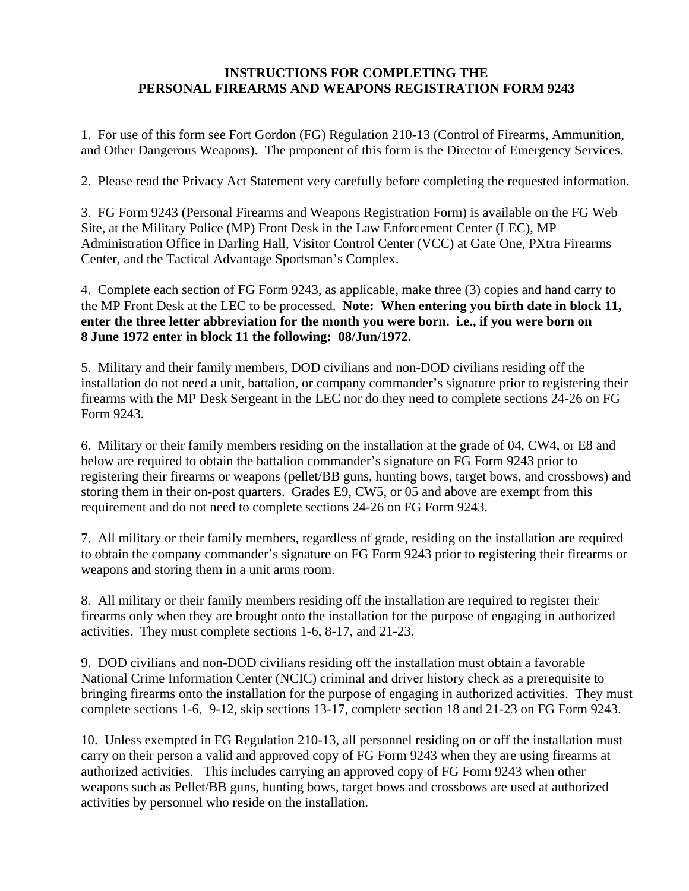**INSTRUCTIONS FOR COMPLETING THE PERSONAL FIREARMS AND WEAPONS REGISTRATION FORM 9243**

1. For use of this form see Fort Gordon (FG) Regulation 210-13 (Control of Firearms, Ammunition, and Other Dangerous Weapons). The proponent of this form is the Director of Emergency Services.

2. Please read the Privacy Act Statement very carefully before completing the requested information.

3. FG Form 9243 (Personal Firearms and Weapons Registration Form) is available on the FG Web Site, at the Military Police (MP) Front Desk in the Law Enforcement Center (LEC), MP Administration Office in Darling Hall, Visitor Control Center (VCC) at Gate One, PXtra Firearms Center, and the Tactical Advantage Sportsman's Complex.

4. Complete each section of FG Form 9243, as applicable, make three (3) copies and hand carry to the MP Front Desk at the LEC to be processed. **Note: When entering you birth date in block 11, enter the three letter abbreviation for the month you were born. i.e., if you were born on 8 June 1972 enter in block 11 the following: 08/Jun/1972.**

5. Military and their family members, DOD civilians and non-DOD civilians residing off the installation do not need a unit, battalion, or company commander's signature prior to registering their firearms with the MP Desk Sergeant in the LEC nor do they need to complete sections 24-26 on FG Form 9243.

6. Military or their family members residing on the installation at the grade of 04, CW4, or E8 and below are required to obtain the battalion commander's signature on FG Form 9243 prior to registering their firearms or weapons (pellet/BB guns, hunting bows, target bows, and crossbows) and storing them in their on-post quarters. Grades E9, CW5, or 05 and above are exempt from this requirement and do not need to complete sections 24-26 on FG Form 9243.

7. All military or their family members, regardless of grade, residing on the installation are required to obtain the company commander's signature on FG Form 9243 prior to registering their firearms or weapons and storing them in a unit arms room.

8. All military or their family members residing off the installation are required to register their firearms only when they are brought onto the installation for the purpose of engaging in authorized activities. They must complete sections 1-6, 8-17, and 21-23.

9. DOD civilians and non-DOD civilians residing off the installation must obtain a favorable National Crime Information Center (NCIC) criminal and driver history check as a prerequisite to bringing firearms onto the installation for the purpose of engaging in authorized activities. They must complete sections 1-6, 9-12, skip sections 13-17, complete section 18 and 21-23 on FG Form 9243.

10. Unless exempted in FG Regulation 210-13, all personnel residing on or off the installation must carry on their person a valid and approved copy of FG Form 9243 when they are using firearms at authorized activities. This includes carrying an approved copy of FG Form 9243 when other weapons such as Pellet/BB guns, hunting bows, target bows and crossbows are used at authorized activities by personnel who reside on the installation.